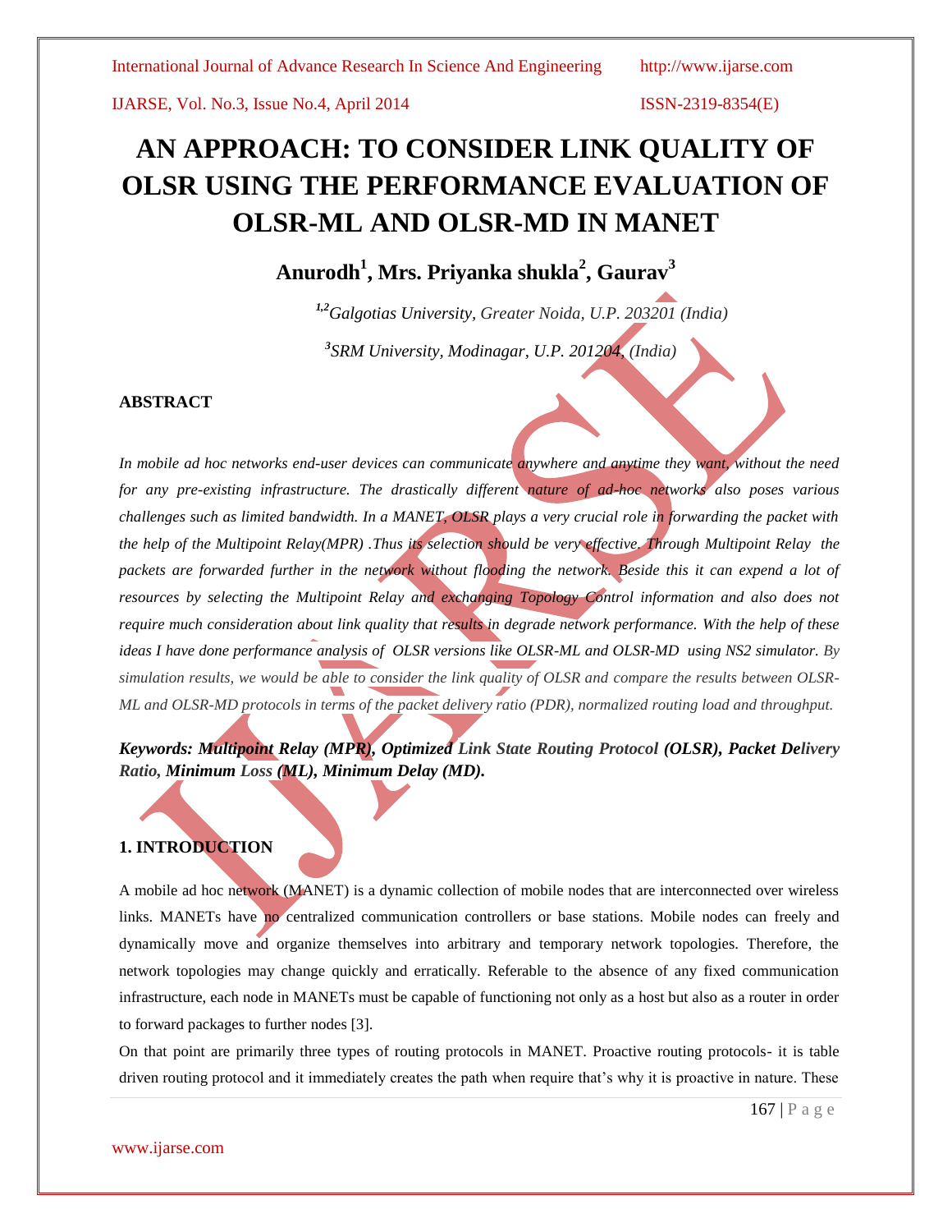# AN APPROACH: TO CONSIDER LINK QUALITY OF OLSR USING THE PERFORMANCE EVALUATION OF OLSR-ML AND OLSR-MD IN MANET

**Anurodh[1], Mrs. Priyanka shukla[2], Gaurav[3]**

*[1,2]Galgotias University, Greater Noida, U.P. 203201 (India)*

*[3]SRM University, Modinagar, U.P. 201204, (India)*

## ABSTRACT

*In mobile ad hoc networks end-user devices can communicate anywhere and anytime they want, without the need for any pre-existing infrastructure. The drastically different nature of ad-hoc networks also poses various challenges such as limited bandwidth. In a MANET, OLSR plays a very crucial role in forwarding the packet with the help of the Multipoint Relay(MPR) .Thus its selection should be very effective. Through Multipoint Relay the packets are forwarded further in the network without flooding the network. Beside this it can expend a lot of resources by selecting the Multipoint Relay and exchanging Topology Control information and also does not require much consideration about link quality that results in degrade network performance. With the help of these ideas I have done performance analysis of OLSR versions like OLSR-ML and OLSR-MD using NS2 simulator. By simulation results, we would be able to consider the link quality of OLSR and compare the results between OLSR-ML and OLSR-MD protocols in terms of the packet delivery ratio (PDR), normalized routing load and throughput.*

***Keywords: Multipoint Relay (MPR), Optimized Link State Routing Protocol (OLSR), Packet Delivery Ratio, Minimum Loss (ML), Minimum Delay (MD).***

## 1. INTRODUCTION

A mobile ad hoc network (MANET) is a dynamic collection of mobile nodes that are interconnected over wireless links. MANETs have no centralized communication controllers or base stations. Mobile nodes can freely and dynamically move and organize themselves into arbitrary and temporary network topologies. Therefore, the network topologies may change quickly and erratically. Referable to the absence of any fixed communication infrastructure, each node in MANETs must be capable of functioning not only as a host but also as a router in order to forward packages to further nodes [3].

On that point are primarily three types of routing protocols in MANET. Proactive routing protocols- it is table driven routing protocol and it immediately creates the path when require that's why it is proactive in nature. These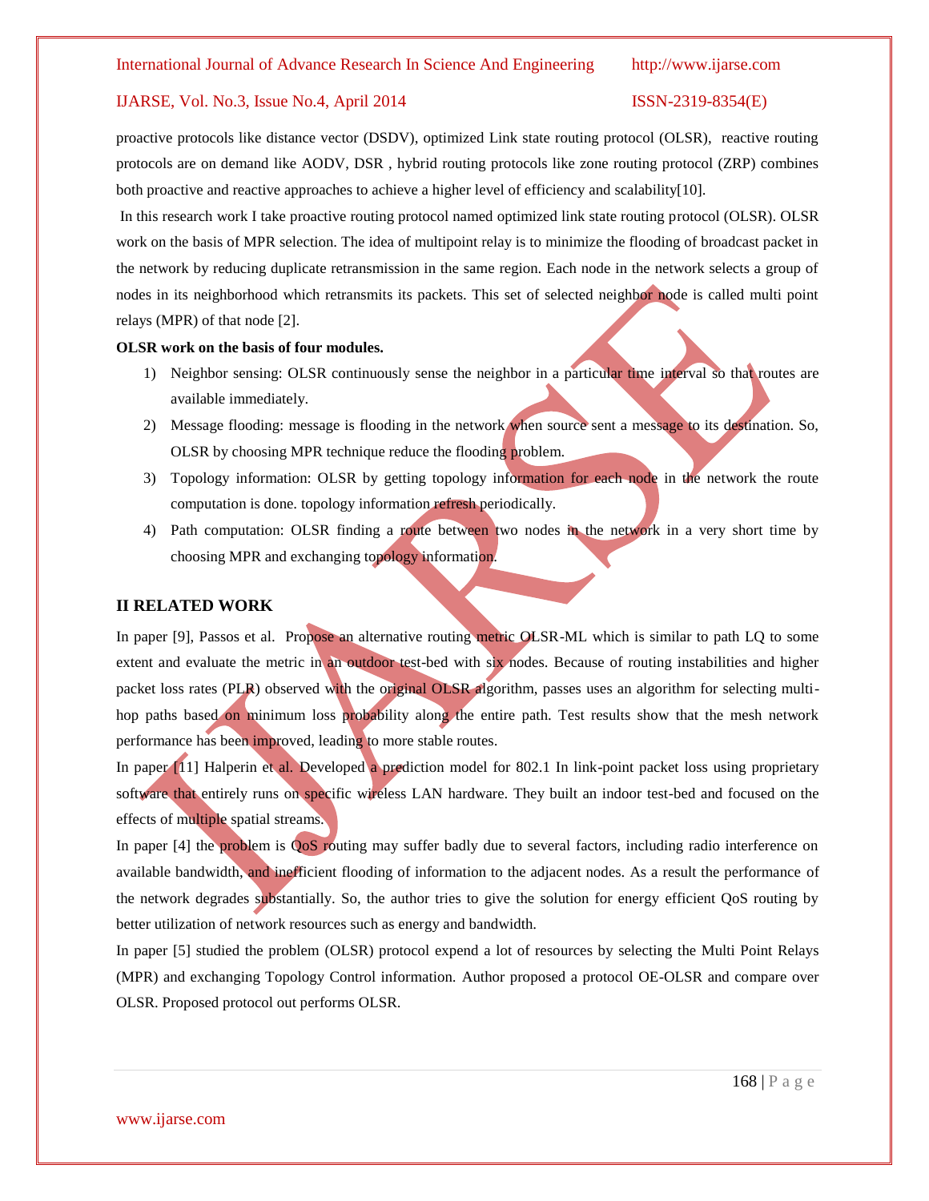proactive protocols like distance vector (DSDV), optimized Link state routing protocol (OLSR), reactive routing protocols are on demand like AODV, DSR , hybrid routing protocols like zone routing protocol (ZRP) combines both proactive and reactive approaches to achieve a higher level of efficiency and scalability[10].

In this research work I take proactive routing protocol named optimized link state routing protocol (OLSR). OLSR work on the basis of MPR selection. The idea of multipoint relay is to minimize the flooding of broadcast packet in the network by reducing duplicate retransmission in the same region. Each node in the network selects a group of nodes in its neighborhood which retransmits its packets. This set of selected neighbor node is called multi point relays (MPR) of that node [2].

**OLSR work on the basis of four modules.**

1) Neighbor sensing: OLSR continuously sense the neighbor in a particular time interval so that routes are available immediately.
2) Message flooding: message is flooding in the network when source sent a message to its destination. So, OLSR by choosing MPR technique reduce the flooding problem.
3) Topology information: OLSR by getting topology information for each node in the network the route computation is done. topology information refresh periodically.
4) Path computation: OLSR finding a route between two nodes in the network in a very short time by choosing MPR and exchanging topology information.

## II RELATED WORK

In paper [9], Passos et al. Propose an alternative routing metric OLSR-ML which is similar to path LQ to some extent and evaluate the metric in an outdoor test-bed with six nodes. Because of routing instabilities and higher packet loss rates (PLR) observed with the original OLSR algorithm, passes uses an algorithm for selecting multi-hop paths based on minimum loss probability along the entire path. Test results show that the mesh network performance has been improved, leading to more stable routes.

In paper [11] Halperin et al. Developed a prediction model for 802.1 In link-point packet loss using proprietary software that entirely runs on specific wireless LAN hardware. They built an indoor test-bed and focused on the effects of multiple spatial streams.

In paper [4] the problem is QoS routing may suffer badly due to several factors, including radio interference on available bandwidth, and inefficient flooding of information to the adjacent nodes. As a result the performance of the network degrades substantially. So, the author tries to give the solution for energy efficient QoS routing by better utilization of network resources such as energy and bandwidth.

In paper [5] studied the problem (OLSR) protocol expend a lot of resources by selecting the Multi Point Relays (MPR) and exchanging Topology Control information. Author proposed a protocol OE-OLSR and compare over OLSR. Proposed protocol out performs OLSR.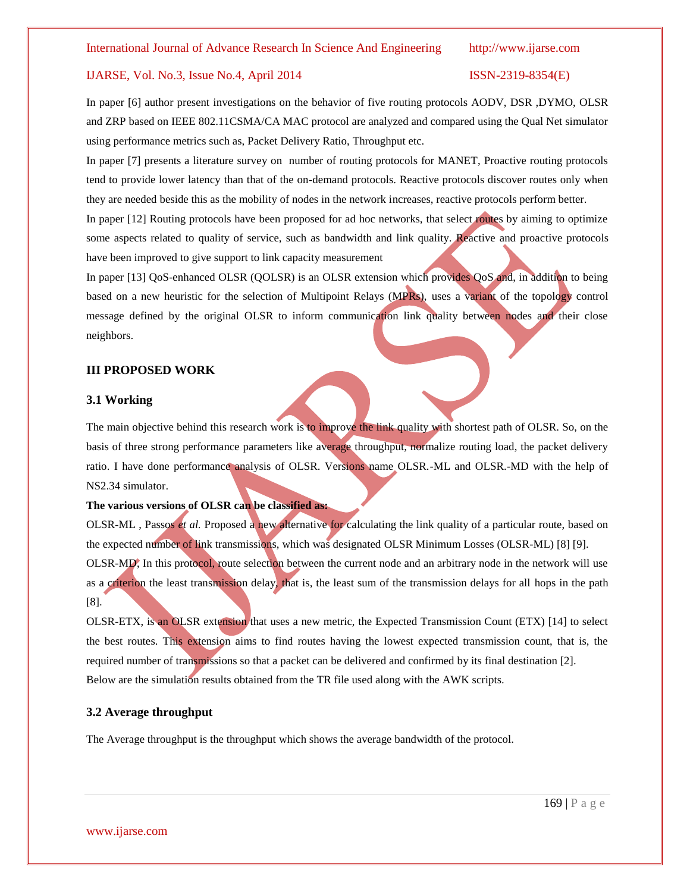In paper [6] author present investigations on the behavior of five routing protocols AODV, DSR ,DYMO, OLSR and ZRP based on IEEE 802.11CSMA/CA MAC protocol are analyzed and compared using the Qual Net simulator using performance metrics such as, Packet Delivery Ratio, Throughput etc.

In paper [7] presents a literature survey on number of routing protocols for MANET, Proactive routing protocols tend to provide lower latency than that of the on-demand protocols. Reactive protocols discover routes only when they are needed beside this as the mobility of nodes in the network increases, reactive protocols perform better.

In paper [12] Routing protocols have been proposed for ad hoc networks, that select routes by aiming to optimize some aspects related to quality of service, such as bandwidth and link quality. Reactive and proactive protocols have been improved to give support to link capacity measurement

In paper [13] QoS-enhanced OLSR (QOLSR) is an OLSR extension which provides QoS and, in addition to being based on a new heuristic for the selection of Multipoint Relays (MPRs), uses a variant of the topology control message defined by the original OLSR to inform communication link quality between nodes and their close neighbors.

## III PROPOSED WORK

### 3.1 Working

The main objective behind this research work is to improve the link quality with shortest path of OLSR. So, on the basis of three strong performance parameters like average throughput, normalize routing load, the packet delivery ratio. I have done performance analysis of OLSR. Versions name OLSR.-ML and OLSR.-MD with the help of NS2.34 simulator.

**The various versions of OLSR can be classified as:**

OLSR-ML , Passos *et al.* Proposed a new alternative for calculating the link quality of a particular route, based on the expected number of link transmissions, which was designated OLSR Minimum Losses (OLSR-ML) [8] [9].

OLSR-MD, In this protocol, route selection between the current node and an arbitrary node in the network will use as a criterion the least transmission delay, that is, the least sum of the transmission delays for all hops in the path [8].

OLSR-ETX, is an OLSR extension that uses a new metric, the Expected Transmission Count (ETX) [14] to select the best routes. This extension aims to find routes having the lowest expected transmission count, that is, the required number of transmissions so that a packet can be delivered and confirmed by its final destination [2].

Below are the simulation results obtained from the TR file used along with the AWK scripts.

### 3.2 Average throughput

The Average throughput is the throughput which shows the average bandwidth of the protocol.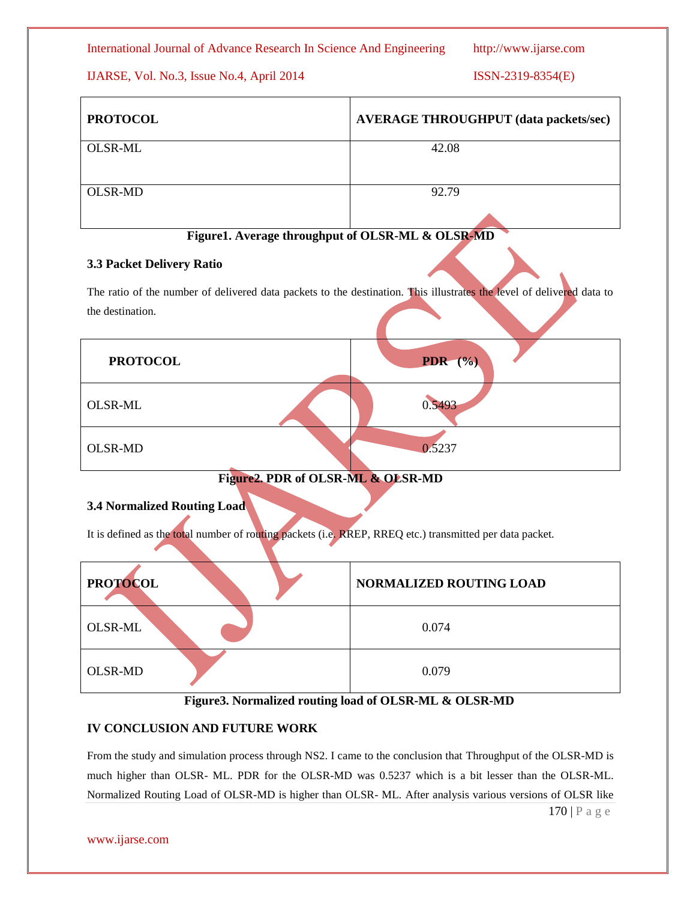| PROTOCOL | AVERAGE THROUGHPUT (data packets/sec) |
|---|---|
| OLSR-ML | 42.08 |
| OLSR-MD | 92.79 |

**Figure1. Average throughput of OLSR-ML & OLSR-MD**

### 3.3 Packet Delivery Ratio

The ratio of the number of delivered data packets to the destination. This illustrates the level of delivered data to the destination.

| PROTOCOL | PDR (%) |
|---|---|
| OLSR-ML | 0.5493 |
| OLSR-MD | 0.5237 |

**Figure2. PDR of OLSR-ML & OLSR-MD**

### 3.4 Normalized Routing Load

It is defined as the total number of routing packets (i.e. RREP, RREQ etc.) transmitted per data packet.

| PROTOCOL | NORMALIZED ROUTING LOAD |
|---|---|
| OLSR-ML | 0.074 |
| OLSR-MD | 0.079 |

**Figure3. Normalized routing load of OLSR-ML & OLSR-MD**

## IV CONCLUSION AND FUTURE WORK

From the study and simulation process through NS2. I came to the conclusion that Throughput of the OLSR-MD is much higher than OLSR- ML. PDR for the OLSR-MD was 0.5237 which is a bit lesser than the OLSR-ML. Normalized Routing Load of OLSR-MD is higher than OLSR- ML. After analysis various versions of OLSR like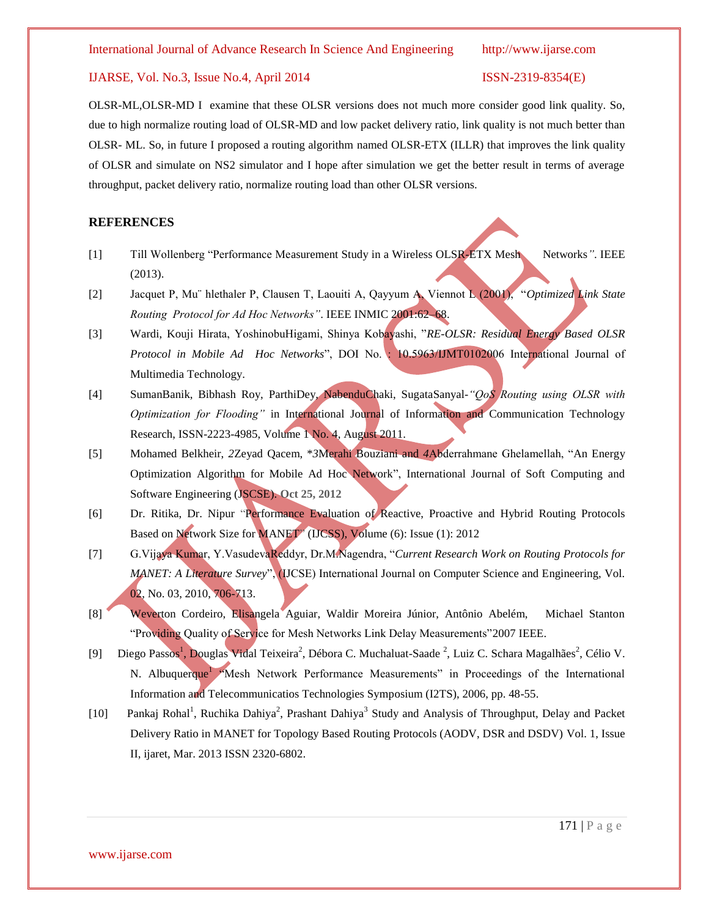OLSR-ML,OLSR-MD I examine that these OLSR versions does not much more consider good link quality. So, due to high normalize routing load of OLSR-MD and low packet delivery ratio, link quality is not much better than OLSR- ML. So, in future I proposed a routing algorithm named OLSR-ETX (ILLR) that improves the link quality of OLSR and simulate on NS2 simulator and I hope after simulation we get the better result in terms of average throughput, packet delivery ratio, normalize routing load than other OLSR versions.

## REFERENCES

[1] Till Wollenberg "Performance Measurement Study in a Wireless OLSR-ETX Mesh Networks*"*. IEEE (2013).

[2] Jacquet P, Mu¨ hlethaler P, Clausen T, Laouiti A, Qayyum A, Viennot L (2001), "*Optimized Link State Routing Protocol for Ad Hoc Networks"*. IEEE INMIC 2001:62–68.

[3] Wardi, Kouji Hirata, YoshinobuHigami, Shinya Kobayashi, "*RE-OLSR: Residual Energy Based OLSR Protocol in Mobile Ad Hoc Networks*", DOI No. : 10.5963/IJMT0102006 International Journal of Multimedia Technology.

[4] SumanBanik, Bibhash Roy, ParthiDey, NabenduChaki, SugataSanyal-*"QoS Routing using OLSR with Optimization for Flooding"* in International Journal of Information and Communication Technology Research, ISSN-2223-4985, Volume 1 No. 4, August 2011.

[5] Mohamed Belkheir, *2*Zeyad Qacem, *3Merahi Bouziani and *4*Abderrahmane Ghelamellah, "An Energy Optimization Algorithm for Mobile Ad Hoc Network", International Journal of Soft Computing and Software Engineering (JSCSE). **Oct 25, 2012**

[6] Dr. Ritika, Dr. Nipur "Performance Evaluation of Reactive, Proactive and Hybrid Routing Protocols Based on Network Size for MANET" (IJCSS), Volume (6): Issue (1): 2012

[7] G.Vijaya Kumar, Y.VasudevaReddyr, Dr.M.Nagendra, "*Current Research Work on Routing Protocols for MANET: A Literature Survey*", (IJCSE) International Journal on Computer Science and Engineering, Vol. 02, No. 03, 2010, 706-713.

[8] Weverton Cordeiro, Elisangela Aguiar, Waldir Moreira Júnior, Antônio Abelém, Michael Stanton "Providing Quality of Service for Mesh Networks Link Delay Measurements"2007 IEEE.

[9] Diego Passos[1], Douglas Vidal Teixeira[2], Débora C. Muchaluat-Saade [2], Luiz C. Schara Magalhães[2], Célio V. N. Albuquerque[1] "Mesh Network Performance Measurements" in Proceedings of the International Information and Telecommunicatios Technologies Symposium (I2TS), 2006, pp. 48-55.

[10] Pankaj Rohal[1], Ruchika Dahiya[2], Prashant Dahiya[3] Study and Analysis of Throughput, Delay and Packet Delivery Ratio in MANET for Topology Based Routing Protocols (AODV, DSR and DSDV) Vol. 1, Issue II, ijaret, Mar. 2013 ISSN 2320-6802.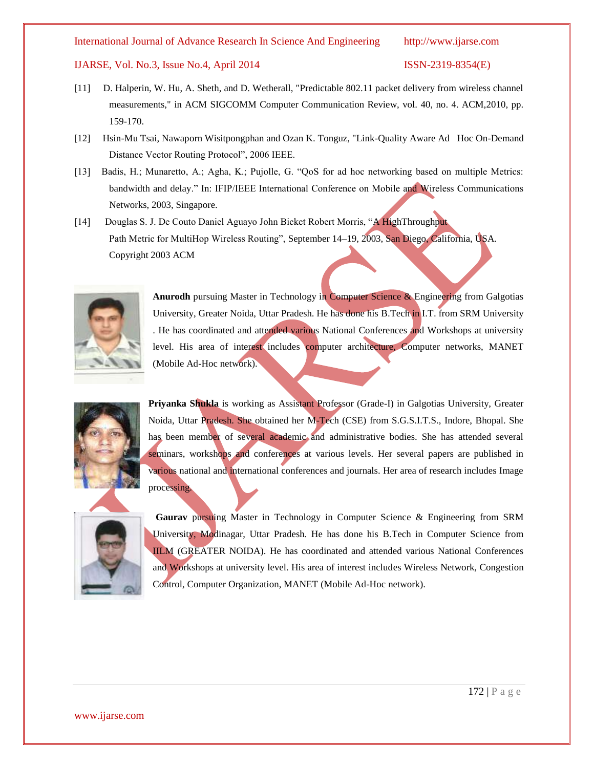[11] D. Halperin, W. Hu, A. Sheth, and D. Wetherall, "Predictable 802.11 packet delivery from wireless channel measurements," in ACM SIGCOMM Computer Communication Review, vol. 40, no. 4. ACM,2010, pp. 159-170.

[12] Hsin-Mu Tsai, Nawaporn Wisitpongphan and Ozan K. Tonguz, "Link-Quality Aware Ad Hoc On-Demand Distance Vector Routing Protocol", 2006 IEEE.

[13] Badis, H.; Munaretto, A.; Agha, K.; Pujolle, G. "QoS for ad hoc networking based on multiple Metrics: bandwidth and delay." In: IFIP/IEEE International Conference on Mobile and Wireless Communications Networks, 2003, Singapore.

[14] Douglas S. J. De Couto Daniel Aguayo John Bicket Robert Morris, "A HighThroughput Path Metric for MultiHop Wireless Routing", September 14–19, 2003, San Diego, California, USA. Copyright 2003 ACM

**Anurodh** pursuing Master in Technology in Computer Science & Engineering from Galgotias University, Greater Noida, Uttar Pradesh. He has done his B.Tech in I.T. from SRM University . He has coordinated and attended various National Conferences and Workshops at university level. His area of interest includes computer architecture, Computer networks, MANET (Mobile Ad-Hoc network).

**Priyanka Shukla** is working as Assistant Professor (Grade-I) in Galgotias University, Greater Noida, Uttar Pradesh. She obtained her M-Tech (CSE) from S.G.S.I.T.S., Indore, Bhopal. She has been member of several academic and administrative bodies. She has attended several seminars, workshops and conferences at various levels. Her several papers are published in various national and international conferences and journals. Her area of research includes Image processing.

**Gaurav** pursuing Master in Technology in Computer Science & Engineering from SRM University, Modinagar, Uttar Pradesh. He has done his B.Tech in Computer Science from IILM (GREATER NOIDA). He has coordinated and attended various National Conferences and Workshops at university level. His area of interest includes Wireless Network, Congestion Control, Computer Organization, MANET (Mobile Ad-Hoc network).